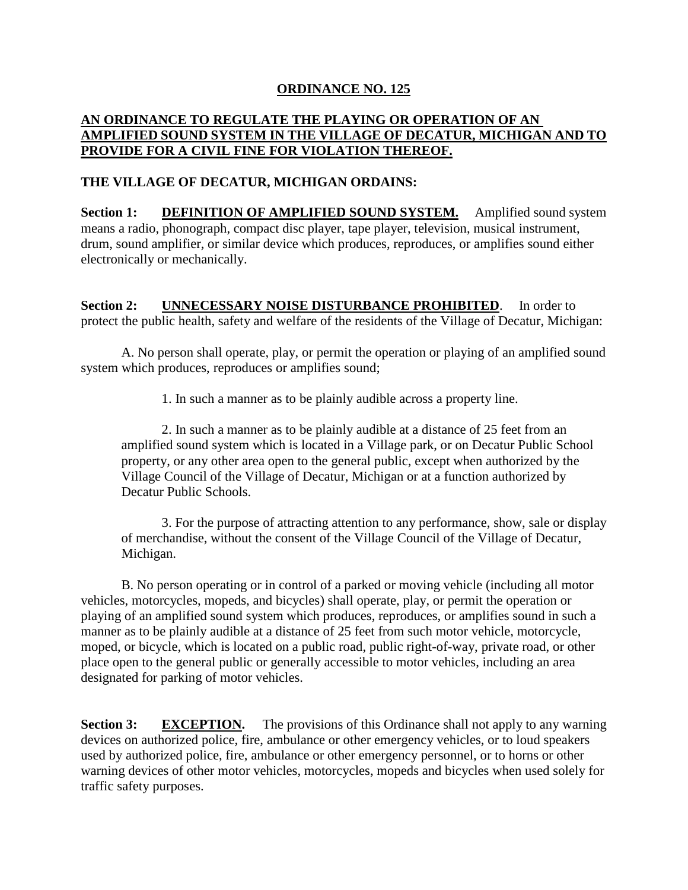# ORDINANCE NO. 125

## AN ORDINANCE TO REGULATE THE PLAYING OR OPERATION OF AN AMPLIFIED SOUND SYSTEM IN THE VILLAGE OF DECATUR, MICHIGAN AND TO PROVIDE FOR A CIVIL FINE FOR VIOLATION THEREOF.

**THE VILLAGE OF DECATUR, MICHIGAN ORDAINS:**

**Section 1: DEFINITION OF AMPLIFIED SOUND SYSTEM.** Amplified sound system means a radio, phonograph, compact disc player, tape player, television, musical instrument, drum, sound amplifier, or similar device which produces, reproduces, or amplifies sound either electronically or mechanically.

**Section 2: UNNECESSARY NOISE DISTURBANCE PROHIBITED**. In order to protect the public health, safety and welfare of the residents of the Village of Decatur, Michigan:

A. No person shall operate, play, or permit the operation or playing of an amplified sound system which produces, reproduces or amplifies sound;

1. In such a manner as to be plainly audible across a property line.

2. In such a manner as to be plainly audible at a distance of 25 feet from an amplified sound system which is located in a Village park, or on Decatur Public School property, or any other area open to the general public, except when authorized by the Village Council of the Village of Decatur, Michigan or at a function authorized by Decatur Public Schools.

3. For the purpose of attracting attention to any performance, show, sale or display of merchandise, without the consent of the Village Council of the Village of Decatur, Michigan.

B. No person operating or in control of a parked or moving vehicle (including all motor vehicles, motorcycles, mopeds, and bicycles) shall operate, play, or permit the operation or playing of an amplified sound system which produces, reproduces, or amplifies sound in such a manner as to be plainly audible at a distance of 25 feet from such motor vehicle, motorcycle, moped, or bicycle, which is located on a public road, public right-of-way, private road, or other place open to the general public or generally accessible to motor vehicles, including an area designated for parking of motor vehicles.

**Section 3: EXCEPTION.** The provisions of this Ordinance shall not apply to any warning devices on authorized police, fire, ambulance or other emergency vehicles, or to loud speakers used by authorized police, fire, ambulance or other emergency personnel, or to horns or other warning devices of other motor vehicles, motorcycles, mopeds and bicycles when used solely for traffic safety purposes.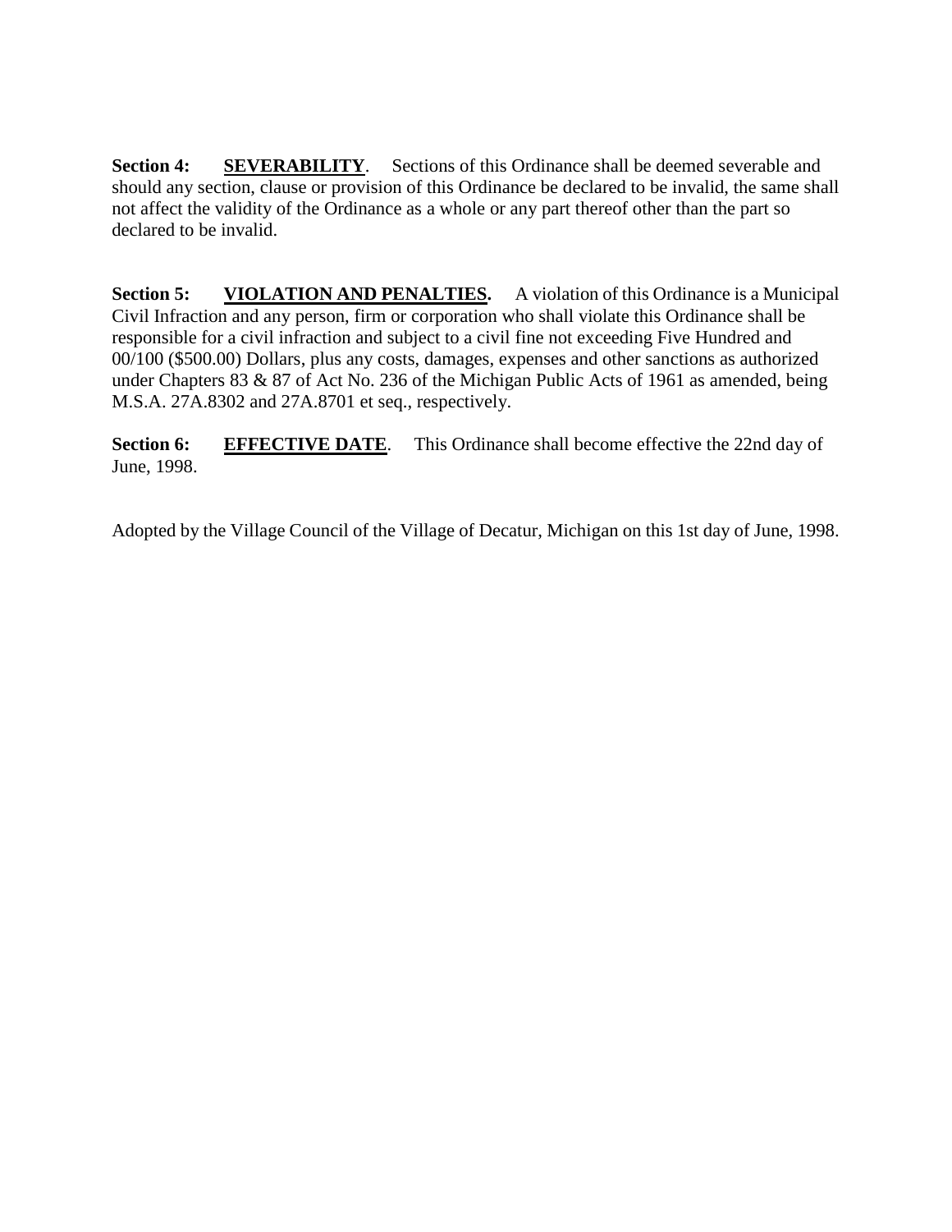**Section 4:** **SEVERABILITY**. Sections of this Ordinance shall be deemed severable and should any section, clause or provision of this Ordinance be declared to be invalid, the same shall not affect the validity of the Ordinance as a whole or any part thereof other than the part so declared to be invalid.

**Section 5:** **VIOLATION AND PENALTIES.** A violation of this Ordinance is a Municipal Civil Infraction and any person, firm or corporation who shall violate this Ordinance shall be responsible for a civil infraction and subject to a civil fine not exceeding Five Hundred and 00/100 ($500.00) Dollars, plus any costs, damages, expenses and other sanctions as authorized under Chapters 83 & 87 of Act No. 236 of the Michigan Public Acts of 1961 as amended, being M.S.A. 27A.8302 and 27A.8701 et seq., respectively.

**Section 6:** **EFFECTIVE DATE**. This Ordinance shall become effective the 22nd day of June, 1998.

Adopted by the Village Council of the Village of Decatur, Michigan on this 1st day of June, 1998.